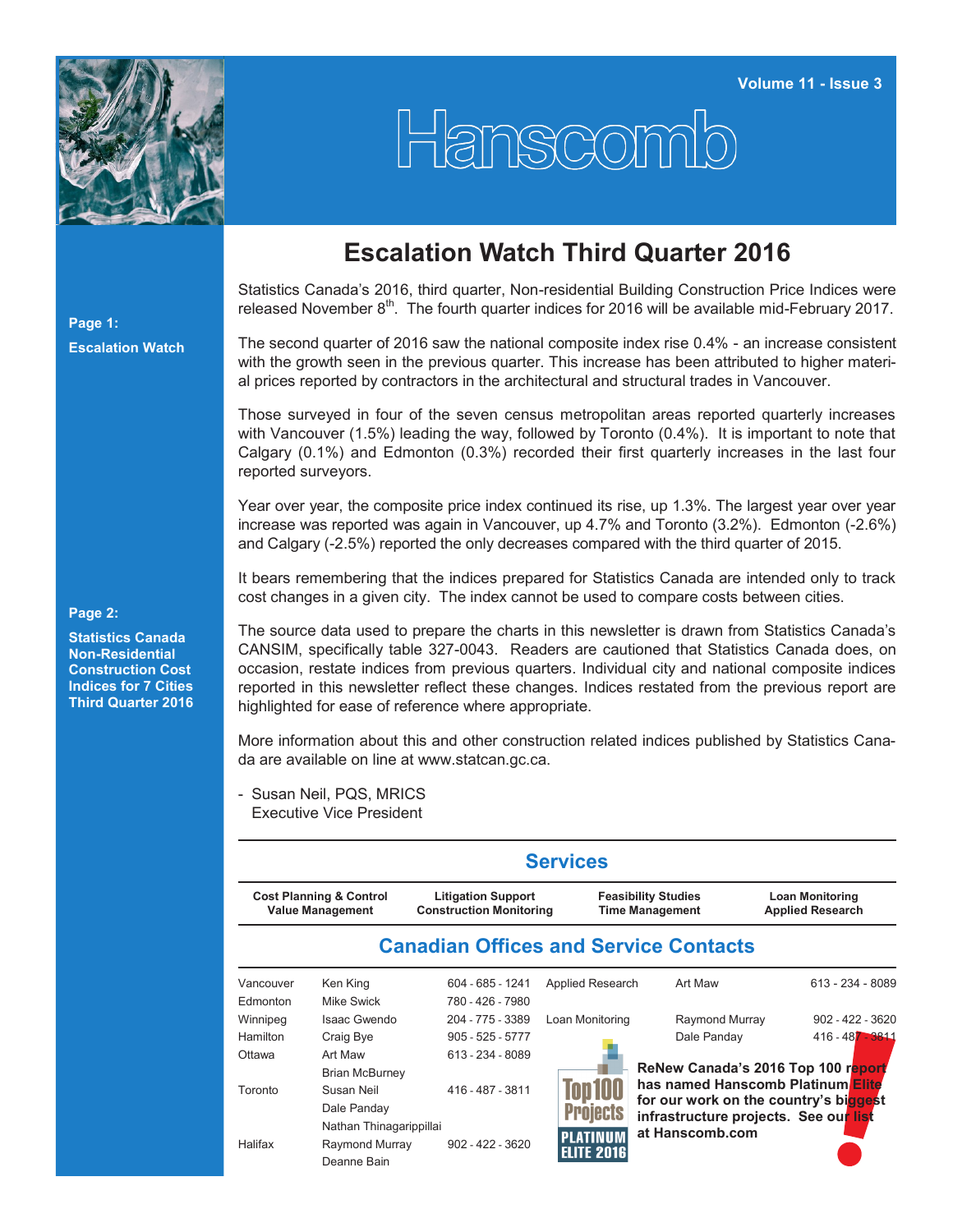Volume 11 - Issue 3

# Hanscomb

**Page 1:**

**Escalation Watch**

**Page 2:**

**Statistics Canada Non-Residential Construction Cost Indices for 7 Cities Third Quarter 2016**

## Escalation Watch Third Quarter 2016

Statistics Canada's 2016, third quarter, Non-residential Building Construction Price Indices were released November 8th. The fourth quarter indices for 2016 will be available mid-February 2017.

The second quarter of 2016 saw the national composite index rise 0.4% - an increase consistent with the growth seen in the previous quarter. This increase has been attributed to higher material prices reported by contractors in the architectural and structural trades in Vancouver.

Those surveyed in four of the seven census metropolitan areas reported quarterly increases with Vancouver (1.5%) leading the way, followed by Toronto (0.4%). It is important to note that Calgary (0.1%) and Edmonton (0.3%) recorded their first quarterly increases in the last four reported surveyors.

Year over year, the composite price index continued its rise, up 1.3%. The largest year over year increase was reported was again in Vancouver, up 4.7% and Toronto (3.2%). Edmonton (-2.6%) and Calgary (-2.5%) reported the only decreases compared with the third quarter of 2015.

It bears remembering that the indices prepared for Statistics Canada are intended only to track cost changes in a given city. The index cannot be used to compare costs between cities.

The source data used to prepare the charts in this newsletter is drawn from Statistics Canada's CANSIM, specifically table 327-0043. Readers are cautioned that Statistics Canada does, on occasion, restate indices from previous quarters. Individual city and national composite indices reported in this newsletter reflect these changes. Indices restated from the previous report are highlighted for ease of reference where appropriate.

More information about this and other construction related indices published by Statistics Canada are available on line at www.statcan.gc.ca.

- Susan Neil, PQS, MRICS
  Executive Vice President

## Services

| Cost Planning & Control<br>Value Management | Litigation Support<br>Construction Monitoring | Feasibility Studies<br>Time Management | Loan Monitoring<br>Applied Research |
|---|---|---|---|

## Canadian Offices and Service Contacts

| Office | Contact | Phone |
|---|---|---|
| Vancouver | Ken King | 604 - 685 - 1241 |
| Edmonton | Mike Swick | 780 - 426 - 7980 |
| Winnipeg | Isaac Gwendo | 204 - 775 - 3389 |
| Hamilton | Craig Bye | 905 - 525 - 5777 |
| Ottawa | Art Maw<br>Brian McBurney | 613 - 234 - 8089 |
| Toronto | Susan Neil<br>Dale Panday<br>Nathan Thinagarippillai | 416 - 487 - 3811 |
| Halifax | Raymond Murray<br>Deanne Bain | 902 - 422 - 3620 |

| Service | Contact | Phone |
|---|---|---|
| Applied Research | Art Maw | 613 - 234 - 8089 |
| Loan Monitoring | Raymond Murray<br>Dale Panday | 902 - 422 - 3620<br>416 - 487 - 3811 |

Top100 Projects PLATINUM ELITE 2016

**ReNew Canada's 2016 Top 100 report has named Hanscomb Platinum Elite for our work on the country's biggest infrastructure projects. See our list at Hanscomb.com**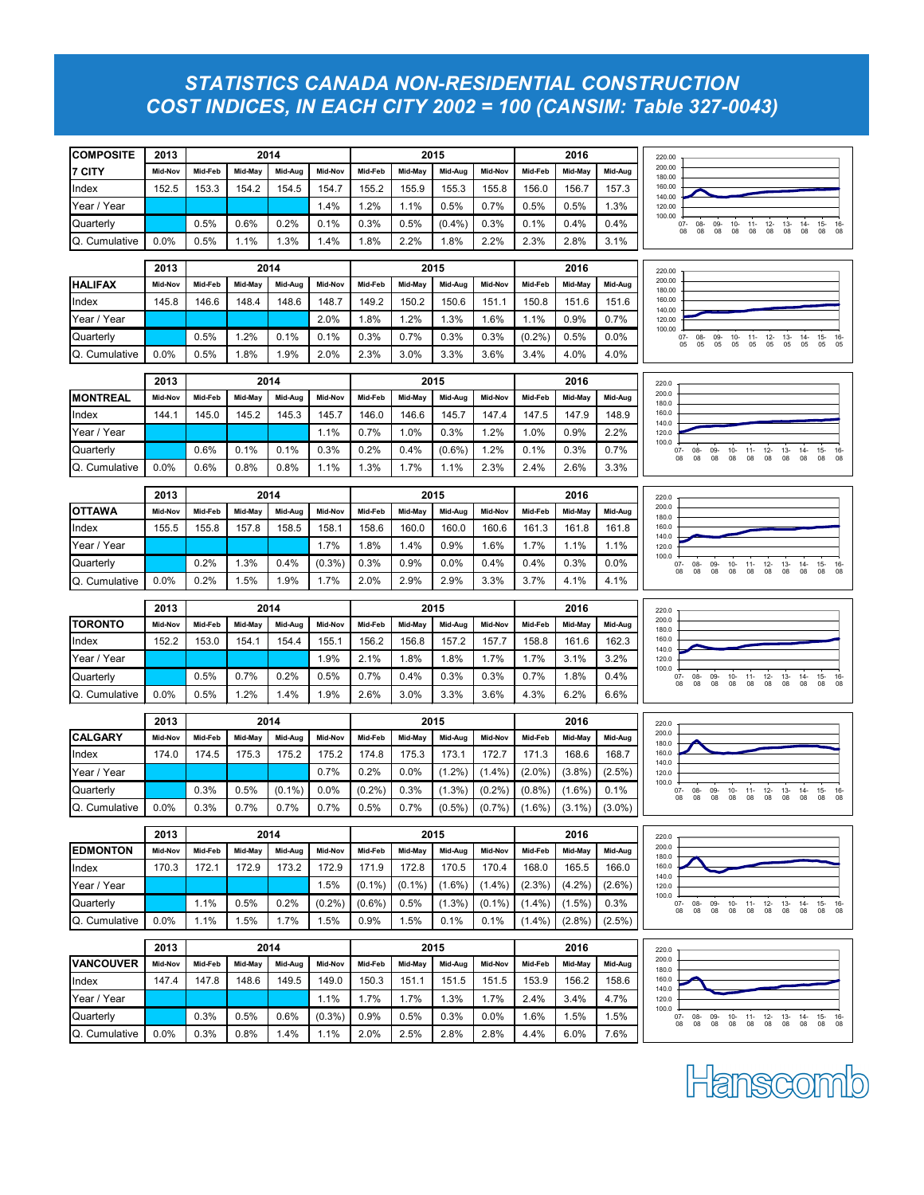# STATISTICS CANADA NON-RESIDENTIAL CONSTRUCTION COST INDICES, IN EACH CITY 2002 = 100 (CANSIM: Table 327-0043)

| COMPOSITE | 2013 | 2014 | | | | 2015 | | | | 2016 | | |
|---|---|---|---|---|---|---|---|---|---|---|---|---|
| 7 CITY | Mid-Nov | Mid-Feb | Mid-May | Mid-Aug | Mid-Nov | Mid-Feb | Mid-May | Mid-Aug | Mid-Nov | Mid-Feb | Mid-May | Mid-Aug |
| Index | 152.5 | 153.3 | 154.2 | 154.5 | 154.7 | 155.2 | 155.9 | 155.3 | 155.8 | 156.0 | 156.7 | 157.3 |
| Year / Year | | | | | 1.4% | 1.2% | 1.1% | 0.5% | 0.7% | 0.5% | 0.5% | 1.3% |
| Quarterly | | 0.5% | 0.6% | 0.2% | 0.1% | 0.3% | 0.5% | (0.4%) | 0.3% | 0.1% | 0.4% | 0.4% |
| Q. Cumulative | 0.0% | 0.5% | 1.1% | 1.3% | 1.4% | 1.8% | 2.2% | 1.8% | 2.2% | 2.3% | 2.8% | 3.1% |

220.00
200.00
180.00
160.00
140.00
120.00
100.00
07-08 08-08 09-08 10-08 11-08 12-08 13-08 14-08 15-08 16-08

| HALIFAX | 2013 | 2014 | | | | 2015 | | | | 2016 | | |
|---|---|---|---|---|---|---|---|---|---|---|---|---|
| | Mid-Nov | Mid-Feb | Mid-May | Mid-Aug | Mid-Nov | Mid-Feb | Mid-May | Mid-Aug | Mid-Nov | Mid-Feb | Mid-May | Mid-Aug |
| Index | 145.8 | 146.6 | 148.4 | 148.6 | 148.7 | 149.2 | 150.2 | 150.6 | 151.1 | 150.8 | 151.6 | 151.6 |
| Year / Year | | | | | 2.0% | 1.8% | 1.2% | 1.3% | 1.6% | 1.1% | 0.9% | 0.7% |
| Quarterly | | 0.5% | 1.2% | 0.1% | 0.1% | 0.3% | 0.7% | 0.3% | 0.3% | (0.2%) | 0.5% | 0.0% |
| Q. Cumulative | 0.0% | 0.5% | 1.8% | 1.9% | 2.0% | 2.3% | 3.0% | 3.3% | 3.6% | 3.4% | 4.0% | 4.0% |

220.00
200.00
180.00
160.00
140.00
120.00
100.00
07-05 08-05 09-05 10-05 11-05 12-05 13-05 14-05 15-05 16-05

| MONTREAL | 2013 | 2014 | | | | 2015 | | | | 2016 | | |
|---|---|---|---|---|---|---|---|---|---|---|---|---|
| | Mid-Nov | Mid-Feb | Mid-May | Mid-Aug | Mid-Nov | Mid-Feb | Mid-May | Mid-Aug | Mid-Nov | Mid-Feb | Mid-May | Mid-Aug |
| Index | 144.1 | 145.0 | 145.2 | 145.3 | 145.7 | 146.0 | 146.6 | 145.7 | 147.4 | 147.5 | 147.9 | 148.9 |
| Year / Year | | | | | 1.1% | 0.7% | 1.0% | 0.3% | 1.2% | 1.0% | 0.9% | 2.2% |
| Quarterly | | 0.6% | 0.1% | 0.1% | 0.3% | 0.2% | 0.4% | (0.6%) | 1.2% | 0.1% | 0.3% | 0.7% |
| Q. Cumulative | 0.0% | 0.6% | 0.8% | 0.8% | 1.1% | 1.3% | 1.7% | 1.1% | 2.3% | 2.4% | 2.6% | 3.3% |

220.0
200.0
180.0
160.0
140.0
120.0
100.0
07-08 08-08 09-08 10-08 11-08 12-08 13-08 14-08 15-08 16-08

| OTTAWA | 2013 | 2014 | | | | 2015 | | | | 2016 | | |
|---|---|---|---|---|---|---|---|---|---|---|---|---|
| | Mid-Nov | Mid-Feb | Mid-May | Mid-Aug | Mid-Nov | Mid-Feb | Mid-May | Mid-Aug | Mid-Nov | Mid-Feb | Mid-May | Mid-Aug |
| Index | 155.5 | 155.8 | 157.8 | 158.5 | 158.1 | 158.6 | 160.0 | 160.0 | 160.6 | 161.3 | 161.8 | 161.8 |
| Year / Year | | | | | 1.7% | 1.8% | 1.4% | 0.9% | 1.6% | 1.7% | 1.1% | 1.1% |
| Quarterly | | 0.2% | 1.3% | 0.4% | (0.3%) | 0.3% | 0.9% | 0.0% | 0.4% | 0.4% | 0.3% | 0.0% |
| Q. Cumulative | 0.0% | 0.2% | 1.5% | 1.9% | 1.7% | 2.0% | 2.9% | 2.9% | 3.3% | 3.7% | 4.1% | 4.1% |

220.0
200.0
180.0
160.0
140.0
120.0
100.0
07-08 08-08 09-08 10-08 11-08 12-08 13-08 14-08 15-08 16-08

| TORONTO | 2013 | 2014 | | | | 2015 | | | | 2016 | | |
|---|---|---|---|---|---|---|---|---|---|---|---|---|
| | Mid-Nov | Mid-Feb | Mid-May | Mid-Aug | Mid-Nov | Mid-Feb | Mid-May | Mid-Aug | Mid-Nov | Mid-Feb | Mid-May | Mid-Aug |
| Index | 152.2 | 153.0 | 154.1 | 154.4 | 155.1 | 156.2 | 156.8 | 157.2 | 157.7 | 158.8 | 161.6 | 162.3 |
| Year / Year | | | | | 1.9% | 2.1% | 1.8% | 1.8% | 1.7% | 1.7% | 3.1% | 3.2% |
| Quarterly | | 0.5% | 0.7% | 0.2% | 0.5% | 0.7% | 0.4% | 0.3% | 0.3% | 0.7% | 1.8% | 0.4% |
| Q. Cumulative | 0.0% | 0.5% | 1.2% | 1.4% | 1.9% | 2.6% | 3.0% | 3.3% | 3.6% | 4.3% | 6.2% | 6.6% |

220.0
200.0
180.0
160.0
140.0
120.0
100.0
07-08 08-08 09-08 10-08 11-08 12-08 13-08 14-08 15-08 16-08

| CALGARY | 2013 | 2014 | | | | 2015 | | | | 2016 | | |
|---|---|---|---|---|---|---|---|---|---|---|---|---|
| | Mid-Nov | Mid-Feb | Mid-May | Mid-Aug | Mid-Nov | Mid-Feb | Mid-May | Mid-Aug | Mid-Nov | Mid-Feb | Mid-May | Mid-Aug |
| Index | 174.0 | 174.5 | 175.3 | 175.2 | 175.2 | 174.8 | 175.3 | 173.1 | 172.7 | 171.3 | 168.6 | 168.7 |
| Year / Year | | | | | 0.7% | 0.2% | 0.0% | (1.2%) | (1.4%) | (2.0%) | (3.8%) | (2.5%) |
| Quarterly | | 0.3% | 0.5% | (0.1%) | 0.0% | (0.2%) | 0.3% | (1.3%) | (0.2%) | (0.8%) | (1.6%) | 0.1% |
| Q. Cumulative | 0.0% | 0.3% | 0.7% | 0.7% | 0.7% | 0.5% | 0.7% | (0.5%) | (0.7%) | (1.6%) | (3.1%) | (3.0%) |

220.0
200.0
180.0
160.0
140.0
120.0
100.0
07-08 08-08 09-08 10-08 11-08 12-08 13-08 14-08 15-08 16-08

| EDMONTON | 2013 | 2014 | | | | 2015 | | | | 2016 | | |
|---|---|---|---|---|---|---|---|---|---|---|---|---|
| | Mid-Nov | Mid-Feb | Mid-May | Mid-Aug | Mid-Nov | Mid-Feb | Mid-May | Mid-Aug | Mid-Nov | Mid-Feb | Mid-May | Mid-Aug |
| Index | 170.3 | 172.1 | 172.9 | 173.2 | 172.9 | 171.9 | 172.8 | 170.5 | 170.4 | 168.0 | 165.5 | 166.0 |
| Year / Year | | | | | 1.5% | (0.1%) | (0.1%) | (1.6%) | (1.4%) | (2.3%) | (4.2%) | (2.6%) |
| Quarterly | | 1.1% | 0.5% | 0.2% | (0.2%) | (0.6%) | 0.5% | (1.3%) | (0.1%) | (1.4%) | (1.5%) | 0.3% |
| Q. Cumulative | 0.0% | 1.1% | 1.5% | 1.7% | 1.5% | 0.9% | 1.5% | 0.1% | 0.1% | (1.4%) | (2.8%) | (2.5%) |

220.0
200.0
180.0
160.0
140.0
120.0
100.0
07-08 08-08 09-08 10-08 11-08 12-08 13-08 14-08 15-08 16-08

| VANCOUVER | 2013 | 2014 | | | | 2015 | | | | 2016 | | |
|---|---|---|---|---|---|---|---|---|---|---|---|---|
| | Mid-Nov | Mid-Feb | Mid-May | Mid-Aug | Mid-Nov | Mid-Feb | Mid-May | Mid-Aug | Mid-Nov | Mid-Feb | Mid-May | Mid-Aug |
| Index | 147.4 | 147.8 | 148.6 | 149.5 | 149.0 | 150.3 | 151.1 | 151.5 | 151.5 | 153.9 | 156.2 | 158.6 |
| Year / Year | | | | | 1.1% | 1.7% | 1.7% | 1.3% | 1.7% | 2.4% | 3.4% | 4.7% |
| Quarterly | | 0.3% | 0.5% | 0.6% | (0.3%) | 0.9% | 0.5% | 0.3% | 0.0% | 1.6% | 1.5% | 1.5% |
| Q. Cumulative | 0.0% | 0.3% | 0.8% | 1.4% | 1.1% | 2.0% | 2.5% | 2.8% | 2.8% | 4.4% | 6.0% | 7.6% |

220.0
200.0
180.0
160.0
140.0
120.0
100.0
07-08 08-08 09-08 10-08 11-08 12-08 13-08 14-08 15-08 16-08

Hanscomb